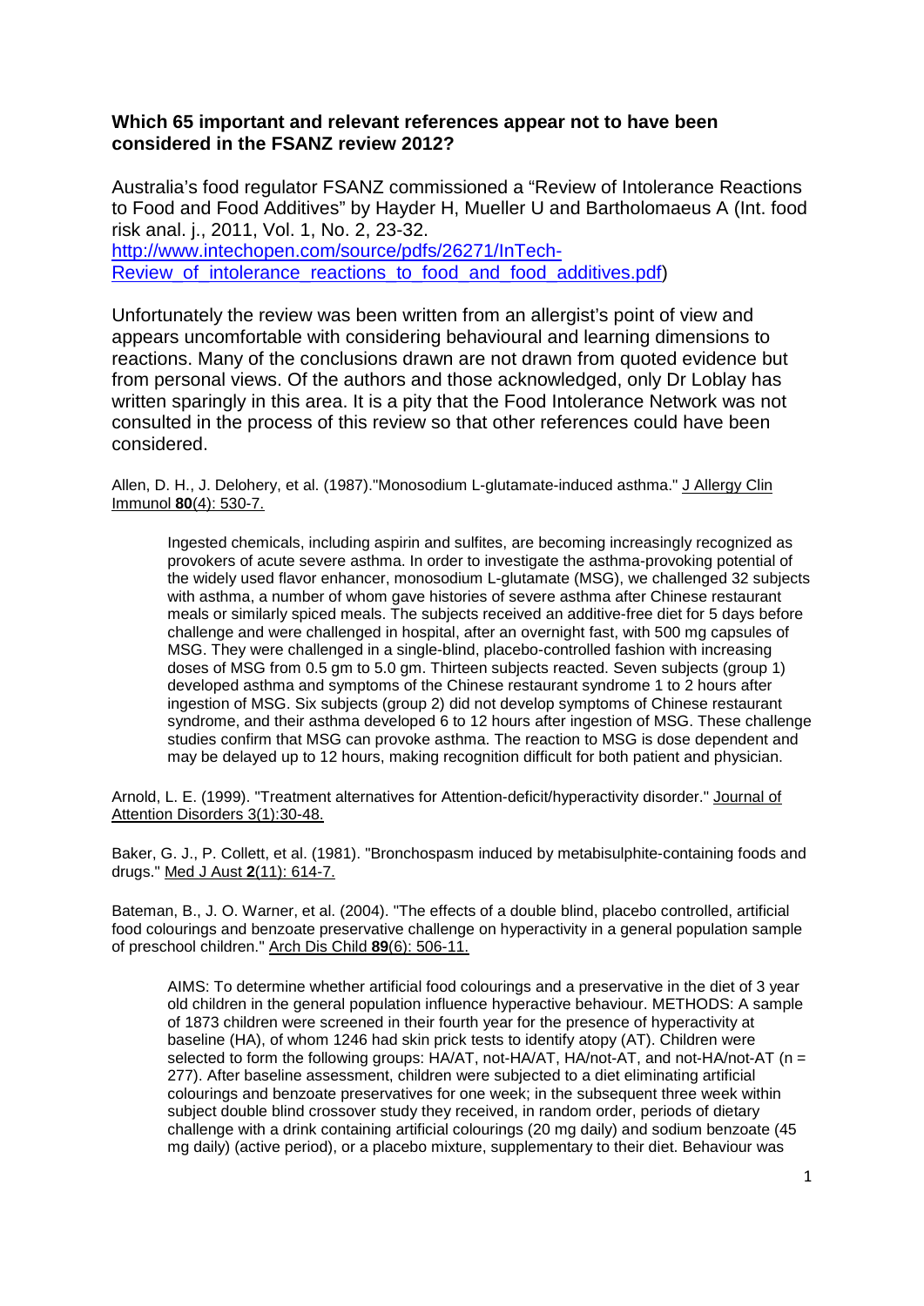**Which 65 important and relevant references appear not to have been considered in the FSANZ review 2012?**

Australia's food regulator FSANZ commissioned a "Review of Intolerance Reactions to Food and Food Additives" by Hayder H, Mueller U and Bartholomaeus A (Int. food risk anal. j., 2011, Vol. 1, No. 2, 23-32. [http://www.intechopen.com/source/pdfs/26271/InTech-Review_of_intolerance_reactions_to_food_and_food_additives.pdf](http://www.intechopen.com/source/pdfs/26271/InTech-Review_of_intolerance_reactions_to_food_and_food_additives.pdf))

Unfortunately the review was been written from an allergist's point of view and appears uncomfortable with considering behavioural and learning dimensions to reactions. Many of the conclusions drawn are not drawn from quoted evidence but from personal views. Of the authors and those acknowledged, only Dr Loblay has written sparingly in this area. It is a pity that the Food Intolerance Network was not consulted in the process of this review so that other references could have been considered.

Allen, D. H., J. Delohery, et al. (1987)."Monosodium L-glutamate-induced asthma." J Allergy Clin Immunol **80**(4): 530-7.

> Ingested chemicals, including aspirin and sulfites, are becoming increasingly recognized as provokers of acute severe asthma. In order to investigate the asthma-provoking potential of the widely used flavor enhancer, monosodium L-glutamate (MSG), we challenged 32 subjects with asthma, a number of whom gave histories of severe asthma after Chinese restaurant meals or similarly spiced meals. The subjects received an additive-free diet for 5 days before challenge and were challenged in hospital, after an overnight fast, with 500 mg capsules of MSG. They were challenged in a single-blind, placebo-controlled fashion with increasing doses of MSG from 0.5 gm to 5.0 gm. Thirteen subjects reacted. Seven subjects (group 1) developed asthma and symptoms of the Chinese restaurant syndrome 1 to 2 hours after ingestion of MSG. Six subjects (group 2) did not develop symptoms of Chinese restaurant syndrome, and their asthma developed 6 to 12 hours after ingestion of MSG. These challenge studies confirm that MSG can provoke asthma. The reaction to MSG is dose dependent and may be delayed up to 12 hours, making recognition difficult for both patient and physician.

Arnold, L. E. (1999). "Treatment alternatives for Attention-deficit/hyperactivity disorder." Journal of Attention Disorders 3(1):30-48.

Baker, G. J., P. Collett, et al. (1981). "Bronchospasm induced by metabisulphite-containing foods and drugs." Med J Aust **2**(11): 614-7.

Bateman, B., J. O. Warner, et al. (2004). "The effects of a double blind, placebo controlled, artificial food colourings and benzoate preservative challenge on hyperactivity in a general population sample of preschool children." Arch Dis Child **89**(6): 506-11.

> AIMS: To determine whether artificial food colourings and a preservative in the diet of 3 year old children in the general population influence hyperactive behaviour. METHODS: A sample of 1873 children were screened in their fourth year for the presence of hyperactivity at baseline (HA), of whom 1246 had skin prick tests to identify atopy (AT). Children were selected to form the following groups: HA/AT, not-HA/AT, HA/not-AT, and not-HA/not-AT (n = 277). After baseline assessment, children were subjected to a diet eliminating artificial colourings and benzoate preservatives for one week; in the subsequent three week within subject double blind crossover study they received, in random order, periods of dietary challenge with a drink containing artificial colourings (20 mg daily) and sodium benzoate (45 mg daily) (active period), or a placebo mixture, supplementary to their diet. Behaviour was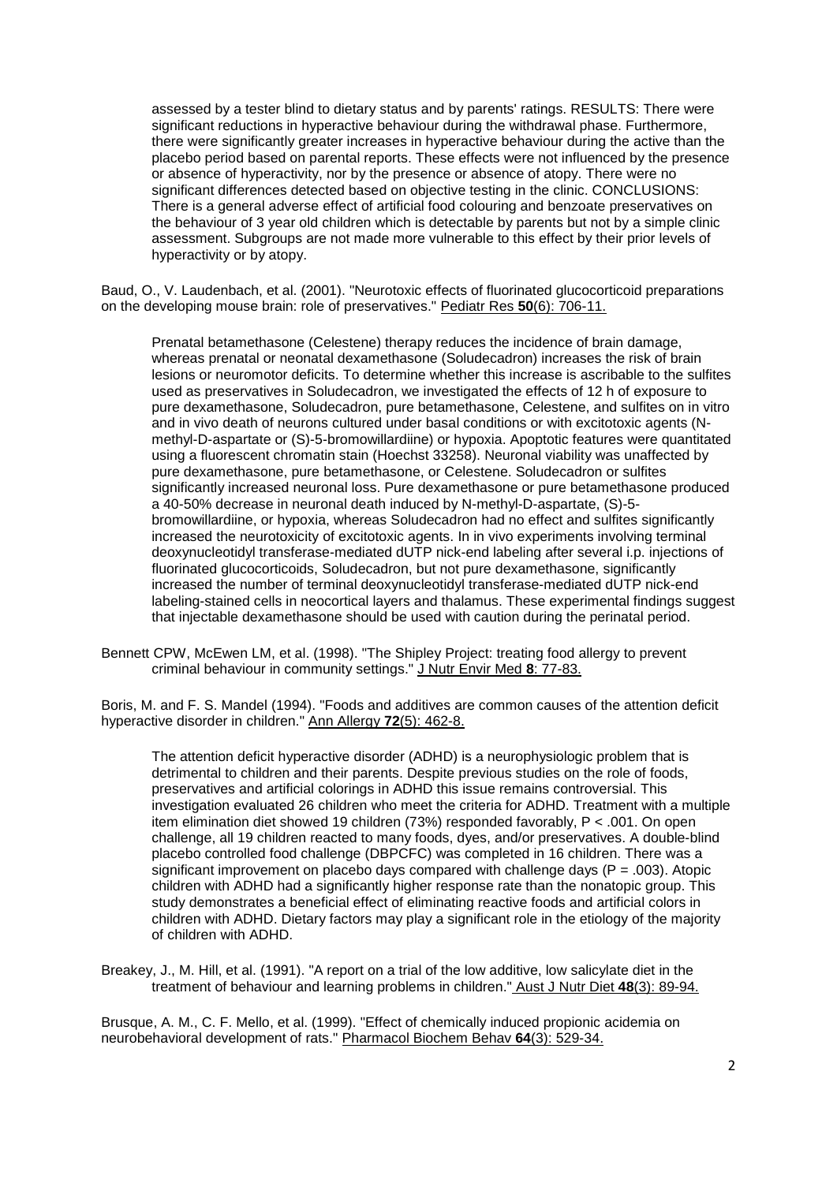assessed by a tester blind to dietary status and by parents' ratings. RESULTS: There were significant reductions in hyperactive behaviour during the withdrawal phase. Furthermore, there were significantly greater increases in hyperactive behaviour during the active than the placebo period based on parental reports. These effects were not influenced by the presence or absence of hyperactivity, nor by the presence or absence of atopy. There were no significant differences detected based on objective testing in the clinic. CONCLUSIONS: There is a general adverse effect of artificial food colouring and benzoate preservatives on the behaviour of 3 year old children which is detectable by parents but not by a simple clinic assessment. Subgroups are not made more vulnerable to this effect by their prior levels of hyperactivity or by atopy.

Baud, O., V. Laudenbach, et al. (2001). "Neurotoxic effects of fluorinated glucocorticoid preparations on the developing mouse brain: role of preservatives." Pediatr Res **50**(6): 706-11.

Prenatal betamethasone (Celestene) therapy reduces the incidence of brain damage, whereas prenatal or neonatal dexamethasone (Soludecadron) increases the risk of brain lesions or neuromotor deficits. To determine whether this increase is ascribable to the sulfites used as preservatives in Soludecadron, we investigated the effects of 12 h of exposure to pure dexamethasone, Soludecadron, pure betamethasone, Celestene, and sulfites on in vitro and in vivo death of neurons cultured under basal conditions or with excitotoxic agents (N-methyl-D-aspartate or (S)-5-bromowillardiine) or hypoxia. Apoptotic features were quantitated using a fluorescent chromatin stain (Hoechst 33258). Neuronal viability was unaffected by pure dexamethasone, pure betamethasone, or Celestene. Soludecadron or sulfites significantly increased neuronal loss. Pure dexamethasone or pure betamethasone produced a 40-50% decrease in neuronal death induced by N-methyl-D-aspartate, (S)-5-bromowillardiine, or hypoxia, whereas Soludecadron had no effect and sulfites significantly increased the neurotoxicity of excitotoxic agents. In in vivo experiments involving terminal deoxynucleotidyl transferase-mediated dUTP nick-end labeling after several i.p. injections of fluorinated glucocorticoids, Soludecadron, but not pure dexamethasone, significantly increased the number of terminal deoxynucleotidyl transferase-mediated dUTP nick-end labeling-stained cells in neocortical layers and thalamus. These experimental findings suggest that injectable dexamethasone should be used with caution during the perinatal period.

Bennett CPW, McEwen LM, et al. (1998). "The Shipley Project: treating food allergy to prevent criminal behaviour in community settings." J Nutr Envir Med **8**: 77-83.

Boris, M. and F. S. Mandel (1994). "Foods and additives are common causes of the attention deficit hyperactive disorder in children." Ann Allergy **72**(5): 462-8.

The attention deficit hyperactive disorder (ADHD) is a neurophysiologic problem that is detrimental to children and their parents. Despite previous studies on the role of foods, preservatives and artificial colorings in ADHD this issue remains controversial. This investigation evaluated 26 children who meet the criteria for ADHD. Treatment with a multiple item elimination diet showed 19 children (73%) responded favorably, $P < .001$. On open challenge, all 19 children reacted to many foods, dyes, and/or preservatives. A double-blind placebo controlled food challenge (DBPCFC) was completed in 16 children. There was a significant improvement on placebo days compared with challenge days ($P = .003$). Atopic children with ADHD had a significantly higher response rate than the nonatopic group. This study demonstrates a beneficial effect of eliminating reactive foods and artificial colors in children with ADHD. Dietary factors may play a significant role in the etiology of the majority of children with ADHD.

Breakey, J., M. Hill, et al. (1991). "A report on a trial of the low additive, low salicylate diet in the treatment of behaviour and learning problems in children." Aust J Nutr Diet **48**(3): 89-94.

Brusque, A. M., C. F. Mello, et al. (1999). "Effect of chemically induced propionic acidemia on neurobehavioral development of rats." Pharmacol Biochem Behav **64**(3): 529-34.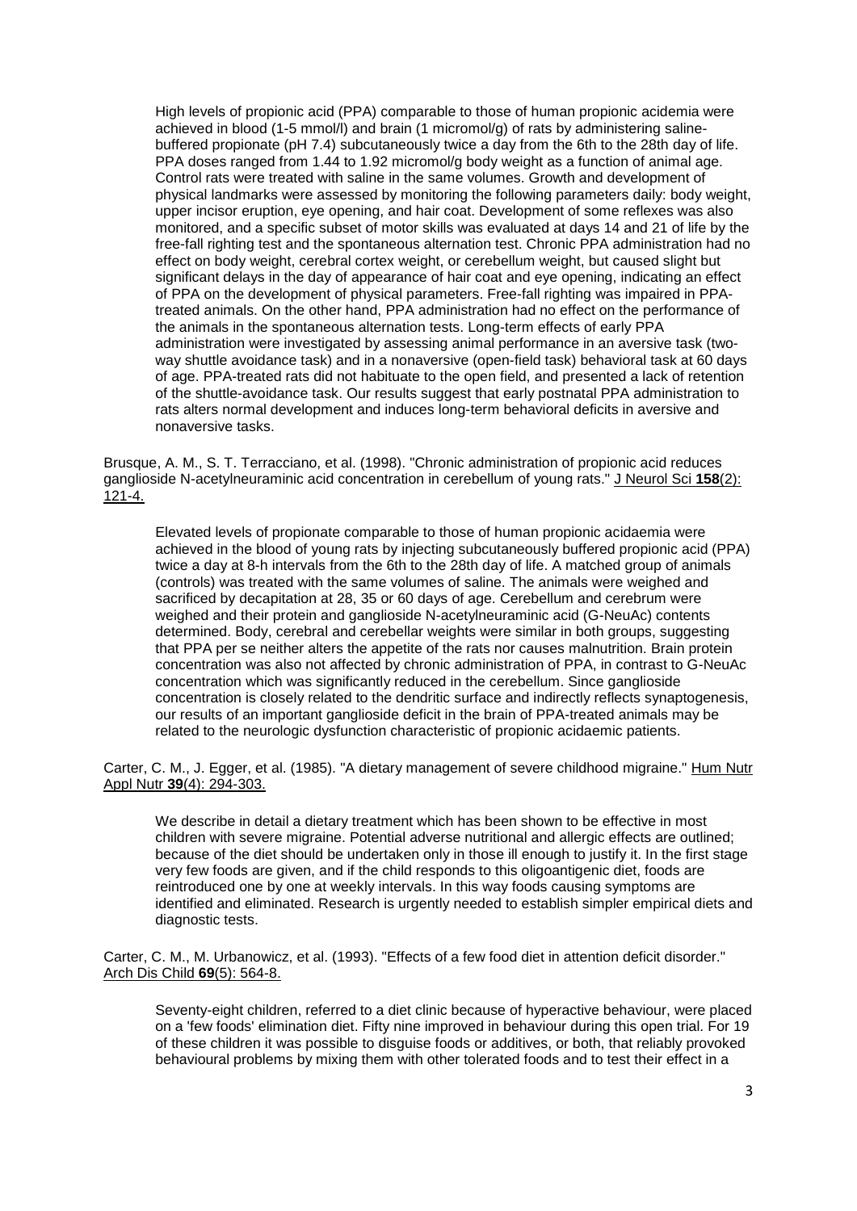High levels of propionic acid (PPA) comparable to those of human propionic acidemia were achieved in blood (1-5 mmol/l) and brain (1 micromol/g) of rats by administering saline-buffered propionate (pH 7.4) subcutaneously twice a day from the 6th to the 28th day of life. PPA doses ranged from 1.44 to 1.92 micromol/g body weight as a function of animal age. Control rats were treated with saline in the same volumes. Growth and development of physical landmarks were assessed by monitoring the following parameters daily: body weight, upper incisor eruption, eye opening, and hair coat. Development of some reflexes was also monitored, and a specific subset of motor skills was evaluated at days 14 and 21 of life by the free-fall righting test and the spontaneous alternation test. Chronic PPA administration had no effect on body weight, cerebral cortex weight, or cerebellum weight, but caused slight but significant delays in the day of appearance of hair coat and eye opening, indicating an effect of PPA on the development of physical parameters. Free-fall righting was impaired in PPA-treated animals. On the other hand, PPA administration had no effect on the performance of the animals in the spontaneous alternation tests. Long-term effects of early PPA administration were investigated by assessing animal performance in an aversive task (two-way shuttle avoidance task) and in a nonaversive (open-field task) behavioral task at 60 days of age. PPA-treated rats did not habituate to the open field, and presented a lack of retention of the shuttle-avoidance task. Our results suggest that early postnatal PPA administration to rats alters normal development and induces long-term behavioral deficits in aversive and nonaversive tasks.

Brusque, A. M., S. T. Terracciano, et al. (1998). "Chronic administration of propionic acid reduces ganglioside N-acetylneuraminic acid concentration in cerebellum of young rats." J Neurol Sci **158**(2): 121-4.

Elevated levels of propionate comparable to those of human propionic acidaemia were achieved in the blood of young rats by injecting subcutaneously buffered propionic acid (PPA) twice a day at 8-h intervals from the 6th to the 28th day of life. A matched group of animals (controls) was treated with the same volumes of saline. The animals were weighed and sacrificed by decapitation at 28, 35 or 60 days of age. Cerebellum and cerebrum were weighed and their protein and ganglioside N-acetylneuraminic acid (G-NeuAc) contents determined. Body, cerebral and cerebellar weights were similar in both groups, suggesting that PPA per se neither alters the appetite of the rats nor causes malnutrition. Brain protein concentration was also not affected by chronic administration of PPA, in contrast to G-NeuAc concentration which was significantly reduced in the cerebellum. Since ganglioside concentration is closely related to the dendritic surface and indirectly reflects synaptogenesis, our results of an important ganglioside deficit in the brain of PPA-treated animals may be related to the neurologic dysfunction characteristic of propionic acidaemic patients.

Carter, C. M., J. Egger, et al. (1985). "A dietary management of severe childhood migraine." Hum Nutr Appl Nutr **39**(4): 294-303.

We describe in detail a dietary treatment which has been shown to be effective in most children with severe migraine. Potential adverse nutritional and allergic effects are outlined; because of the diet should be undertaken only in those ill enough to justify it. In the first stage very few foods are given, and if the child responds to this oligoantigenic diet, foods are reintroduced one by one at weekly intervals. In this way foods causing symptoms are identified and eliminated. Research is urgently needed to establish simpler empirical diets and diagnostic tests.

Carter, C. M., M. Urbanowicz, et al. (1993). "Effects of a few food diet in attention deficit disorder." Arch Dis Child **69**(5): 564-8.

Seventy-eight children, referred to a diet clinic because of hyperactive behaviour, were placed on a 'few foods' elimination diet. Fifty nine improved in behaviour during this open trial. For 19 of these children it was possible to disguise foods or additives, or both, that reliably provoked behavioural problems by mixing them with other tolerated foods and to test their effect in a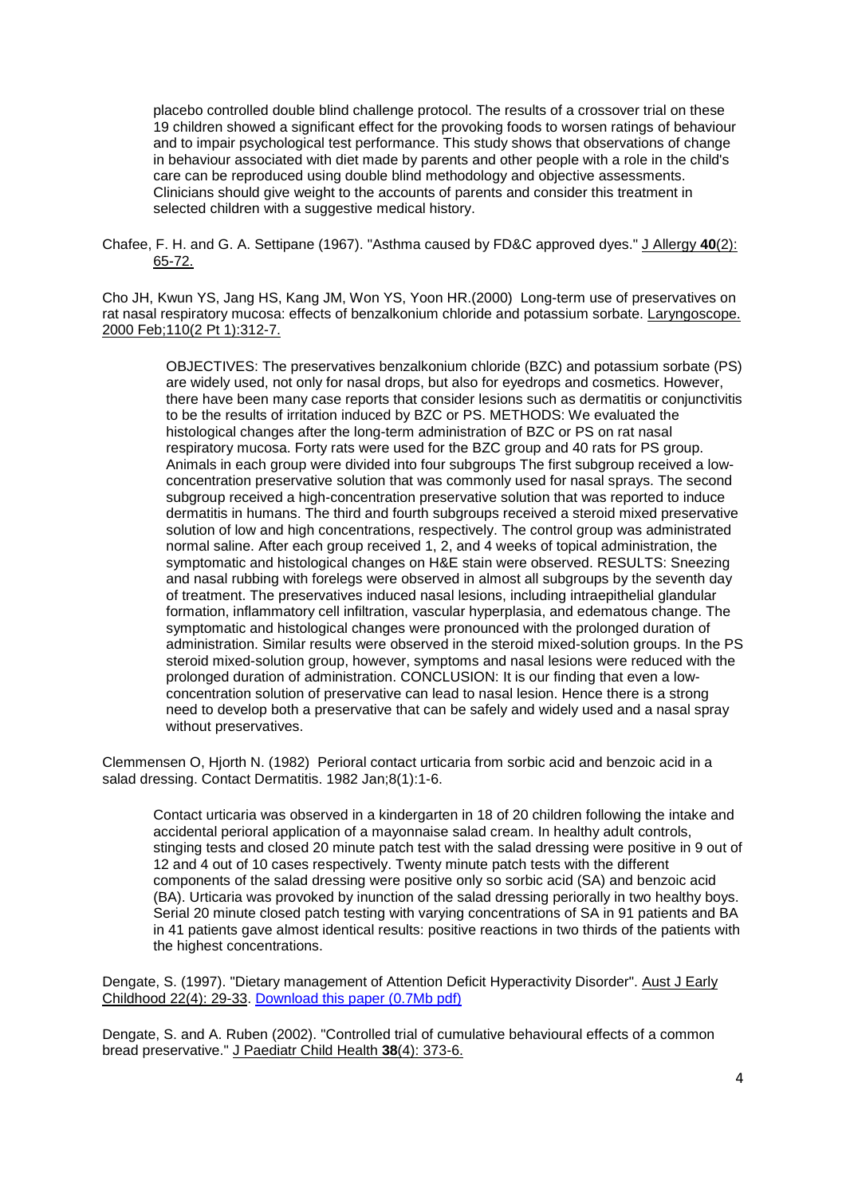placebo controlled double blind challenge protocol. The results of a crossover trial on these 19 children showed a significant effect for the provoking foods to worsen ratings of behaviour and to impair psychological test performance. This study shows that observations of change in behaviour associated with diet made by parents and other people with a role in the child's care can be reproduced using double blind methodology and objective assessments. Clinicians should give weight to the accounts of parents and consider this treatment in selected children with a suggestive medical history.

Chafee, F. H. and G. A. Settipane (1967). "Asthma caused by FD&C approved dyes." J Allergy **40**(2): 65-72.

Cho JH, Kwun YS, Jang HS, Kang JM, Won YS, Yoon HR.(2000) Long-term use of preservatives on rat nasal respiratory mucosa: effects of benzalkonium chloride and potassium sorbate. Laryngoscope. 2000 Feb;110(2 Pt 1):312-7.

> OBJECTIVES: The preservatives benzalkonium chloride (BZC) and potassium sorbate (PS) are widely used, not only for nasal drops, but also for eyedrops and cosmetics. However, there have been many case reports that consider lesions such as dermatitis or conjunctivitis to be the results of irritation induced by BZC or PS. METHODS: We evaluated the histological changes after the long-term administration of BZC or PS on rat nasal respiratory mucosa. Forty rats were used for the BZC group and 40 rats for PS group. Animals in each group were divided into four subgroups The first subgroup received a low-concentration preservative solution that was commonly used for nasal sprays. The second subgroup received a high-concentration preservative solution that was reported to induce dermatitis in humans. The third and fourth subgroups received a steroid mixed preservative solution of low and high concentrations, respectively. The control group was administrated normal saline. After each group received 1, 2, and 4 weeks of topical administration, the symptomatic and histological changes on H&E stain were observed. RESULTS: Sneezing and nasal rubbing with forelegs were observed in almost all subgroups by the seventh day of treatment. The preservatives induced nasal lesions, including intraepithelial glandular formation, inflammatory cell infiltration, vascular hyperplasia, and edematous change. The symptomatic and histological changes were pronounced with the prolonged duration of administration. Similar results were observed in the steroid mixed-solution groups. In the PS steroid mixed-solution group, however, symptoms and nasal lesions were reduced with the prolonged duration of administration. CONCLUSION: It is our finding that even a low-concentration solution of preservative can lead to nasal lesion. Hence there is a strong need to develop both a preservative that can be safely and widely used and a nasal spray without preservatives.

Clemmensen O, Hjorth N. (1982) Perioral contact urticaria from sorbic acid and benzoic acid in a salad dressing. Contact Dermatitis. 1982 Jan;8(1):1-6.

> Contact urticaria was observed in a kindergarten in 18 of 20 children following the intake and accidental perioral application of a mayonnaise salad cream. In healthy adult controls, stinging tests and closed 20 minute patch test with the salad dressing were positive in 9 out of 12 and 4 out of 10 cases respectively. Twenty minute patch tests with the different components of the salad dressing were positive only so sorbic acid (SA) and benzoic acid (BA). Urticaria was provoked by inunction of the salad dressing perioral­ly in two healthy boys. Serial 20 minute closed patch testing with varying concentrations of SA in 91 patients and BA in 41 patients gave almost identical results: positive reactions in two thirds of the patients with the highest concentrations.

Dengate, S. (1997). "Dietary management of Attention Deficit Hyperactivity Disorder". Aust J Early Childhood 22(4): 29-33. Download this paper (0.7Mb pdf)

Dengate, S. and A. Ruben (2002). "Controlled trial of cumulative behavioural effects of a common bread preservative." J Paediatr Child Health **38**(4): 373-6.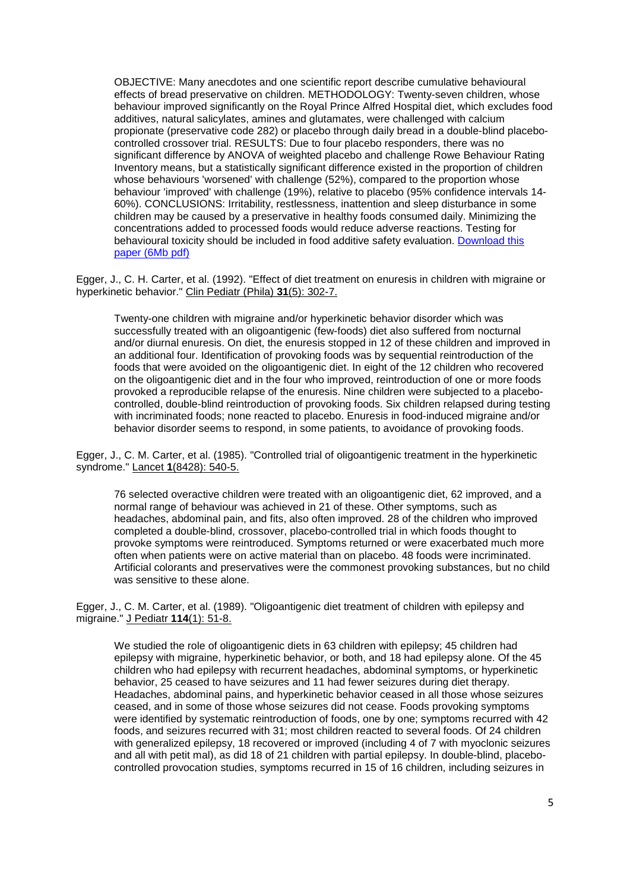OBJECTIVE: Many anecdotes and one scientific report describe cumulative behavioural effects of bread preservative on children. METHODOLOGY: Twenty-seven children, whose behaviour improved significantly on the Royal Prince Alfred Hospital diet, which excludes food additives, natural salicylates, amines and glutamates, were challenged with calcium propionate (preservative code 282) or placebo through daily bread in a double-blind placebo-controlled crossover trial. RESULTS: Due to four placebo responders, there was no significant difference by ANOVA of weighted placebo and challenge Rowe Behaviour Rating Inventory means, but a statistically significant difference existed in the proportion of children whose behaviours 'worsened' with challenge (52%), compared to the proportion whose behaviour 'improved' with challenge (19%), relative to placebo (95% confidence intervals 14-60%). CONCLUSIONS: Irritability, restlessness, inattention and sleep disturbance in some children may be caused by a preservative in healthy foods consumed daily. Minimizing the concentrations added to processed foods would reduce adverse reactions. Testing for behavioural toxicity should be included in food additive safety evaluation. [Download this paper (6Mb pdf)]

Egger, J., C. H. Carter, et al. (1992). "Effect of diet treatment on enuresis in children with migraine or hyperkinetic behavior." Clin Pediatr (Phila) **31**(5): 302-7.

Twenty-one children with migraine and/or hyperkinetic behavior disorder which was successfully treated with an oligoantigenic (few-foods) diet also suffered from nocturnal and/or diurnal enuresis. On diet, the enuresis stopped in 12 of these children and improved in an additional four. Identification of provoking foods was by sequential reintroduction of the foods that were avoided on the oligoantigenic diet. In eight of the 12 children who recovered on the oligoantigenic diet and in the four who improved, reintroduction of one or more foods provoked a reproducible relapse of the enuresis. Nine children were subjected to a placebo-controlled, double-blind reintroduction of provoking foods. Six children relapsed during testing with incriminated foods; none reacted to placebo. Enuresis in food-induced migraine and/or behavior disorder seems to respond, in some patients, to avoidance of provoking foods.

Egger, J., C. M. Carter, et al. (1985). "Controlled trial of oligoantigenic treatment in the hyperkinetic syndrome." Lancet **1**(8428): 540-5.

76 selected overactive children were treated with an oligoantigenic diet, 62 improved, and a normal range of behaviour was achieved in 21 of these. Other symptoms, such as headaches, abdominal pain, and fits, also often improved. 28 of the children who improved completed a double-blind, crossover, placebo-controlled trial in which foods thought to provoke symptoms were reintroduced. Symptoms returned or were exacerbated much more often when patients were on active material than on placebo. 48 foods were incriminated. Artificial colorants and preservatives were the commonest provoking substances, but no child was sensitive to these alone.

Egger, J., C. M. Carter, et al. (1989). "Oligoantigenic diet treatment of children with epilepsy and migraine." J Pediatr **114**(1): 51-8.

We studied the role of oligoantigenic diets in 63 children with epilepsy; 45 children had epilepsy with migraine, hyperkinetic behavior, or both, and 18 had epilepsy alone. Of the 45 children who had epilepsy with recurrent headaches, abdominal symptoms, or hyperkinetic behavior, 25 ceased to have seizures and 11 had fewer seizures during diet therapy. Headaches, abdominal pains, and hyperkinetic behavior ceased in all those whose seizures ceased, and in some of those whose seizures did not cease. Foods provoking symptoms were identified by systematic reintroduction of foods, one by one; symptoms recurred with 42 foods, and seizures recurred with 31; most children reacted to several foods. Of 24 children with generalized epilepsy, 18 recovered or improved (including 4 of 7 with myoclonic seizures and all with petit mal), as did 18 of 21 children with partial epilepsy. In double-blind, placebo-controlled provocation studies, symptoms recurred in 15 of 16 children, including seizures in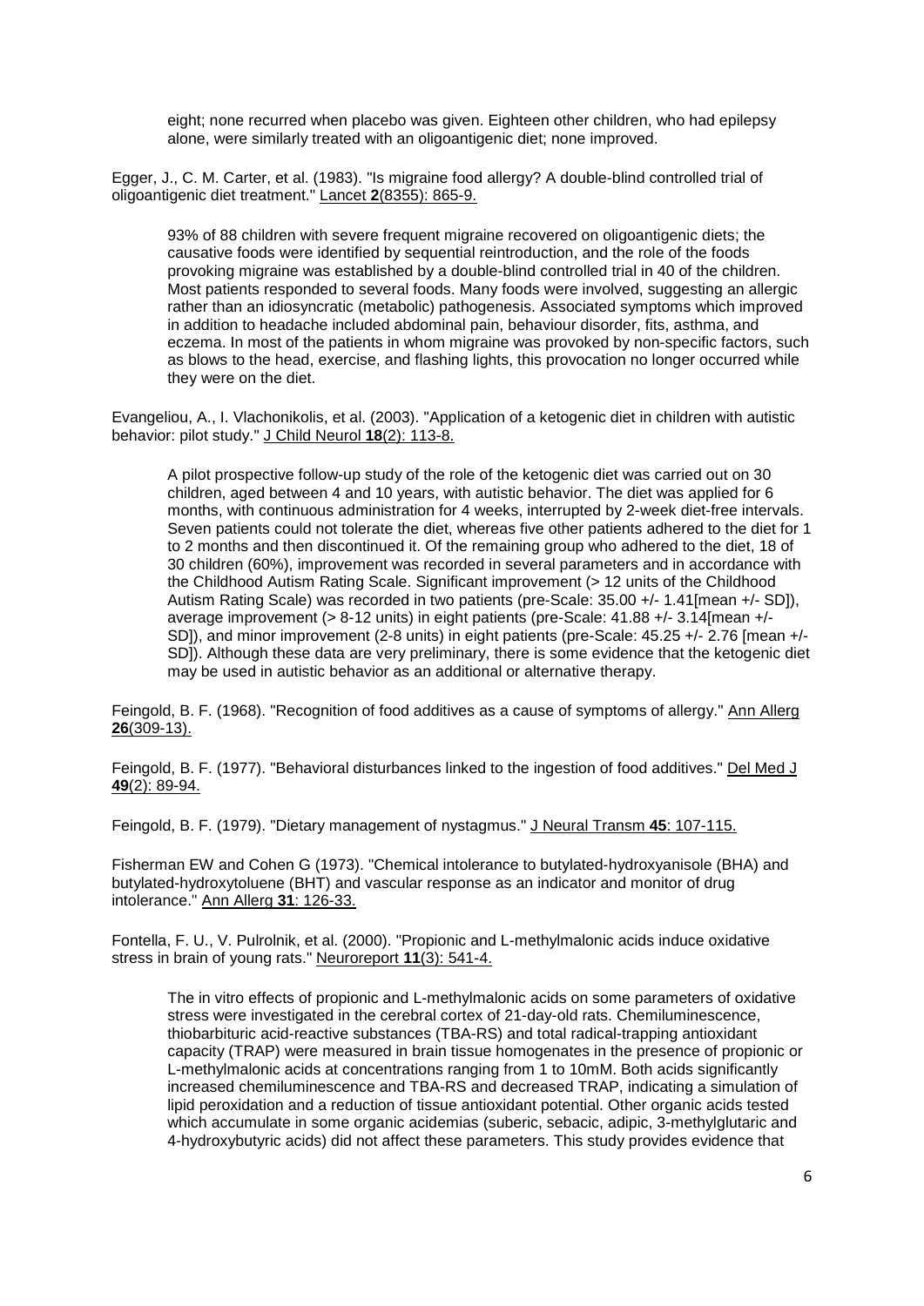eight; none recurred when placebo was given. Eighteen other children, who had epilepsy alone, were similarly treated with an oligoantigenic diet; none improved.

Egger, J., C. M. Carter, et al. (1983). "Is migraine food allergy? A double-blind controlled trial of oligoantigenic diet treatment." Lancet **2**(8355): 865-9.

> 93% of 88 children with severe frequent migraine recovered on oligoantigenic diets; the causative foods were identified by sequential reintroduction, and the role of the foods provoking migraine was established by a double-blind controlled trial in 40 of the children. Most patients responded to several foods. Many foods were involved, suggesting an allergic rather than an idiosyncratic (metabolic) pathogenesis. Associated symptoms which improved in addition to headache included abdominal pain, behaviour disorder, fits, asthma, and eczema. In most of the patients in whom migraine was provoked by non-specific factors, such as blows to the head, exercise, and flashing lights, this provocation no longer occurred while they were on the diet.

Evangeliou, A., I. Vlachonikolis, et al. (2003). "Application of a ketogenic diet in children with autistic behavior: pilot study." J Child Neurol **18**(2): 113-8.

> A pilot prospective follow-up study of the role of the ketogenic diet was carried out on 30 children, aged between 4 and 10 years, with autistic behavior. The diet was applied for 6 months, with continuous administration for 4 weeks, interrupted by 2-week diet-free intervals. Seven patients could not tolerate the diet, whereas five other patients adhered to the diet for 1 to 2 months and then discontinued it. Of the remaining group who adhered to the diet, 18 of 30 children (60%), improvement was recorded in several parameters and in accordance with the Childhood Autism Rating Scale. Significant improvement (> 12 units of the Childhood Autism Rating Scale) was recorded in two patients (pre-Scale: 35.00 +/- 1.41[mean +/- SD]), average improvement (> 8-12 units) in eight patients (pre-Scale: 41.88 +/- 3.14[mean +/- SD]), and minor improvement (2-8 units) in eight patients (pre-Scale: 45.25 +/- 2.76 [mean +/- SD]). Although these data are very preliminary, there is some evidence that the ketogenic diet may be used in autistic behavior as an additional or alternative therapy.

Feingold, B. F. (1968). "Recognition of food additives as a cause of symptoms of allergy." Ann Allerg **26**(309-13).

Feingold, B. F. (1977). "Behavioral disturbances linked to the ingestion of food additives." Del Med J **49**(2): 89-94.

Feingold, B. F. (1979). "Dietary management of nystagmus." J Neural Transm **45**: 107-115.

Fisherman EW and Cohen G (1973). "Chemical intolerance to butylated-hydroxyanisole (BHA) and butylated-hydroxytoluene (BHT) and vascular response as an indicator and monitor of drug intolerance." Ann Allerg **31**: 126-33.

Fontella, F. U., V. Pulrolnik, et al. (2000). "Propionic and L-methylmalonic acids induce oxidative stress in brain of young rats." Neuroreport **11**(3): 541-4.

> The in vitro effects of propionic and L-methylmalonic acids on some parameters of oxidative stress were investigated in the cerebral cortex of 21-day-old rats. Chemiluminescence, thiobarbituric acid-reactive substances (TBA-RS) and total radical-trapping antioxidant capacity (TRAP) were measured in brain tissue homogenates in the presence of propionic or L-methylmalonic acids at concentrations ranging from 1 to 10mM. Both acids significantly increased chemiluminescence and TBA-RS and decreased TRAP, indicating a simulation of lipid peroxidation and a reduction of tissue antioxidant potential. Other organic acids tested which accumulate in some organic acidemias (suberic, sebacic, adipic, 3-methylglutaric and 4-hydroxybutyric acids) did not affect these parameters. This study provides evidence that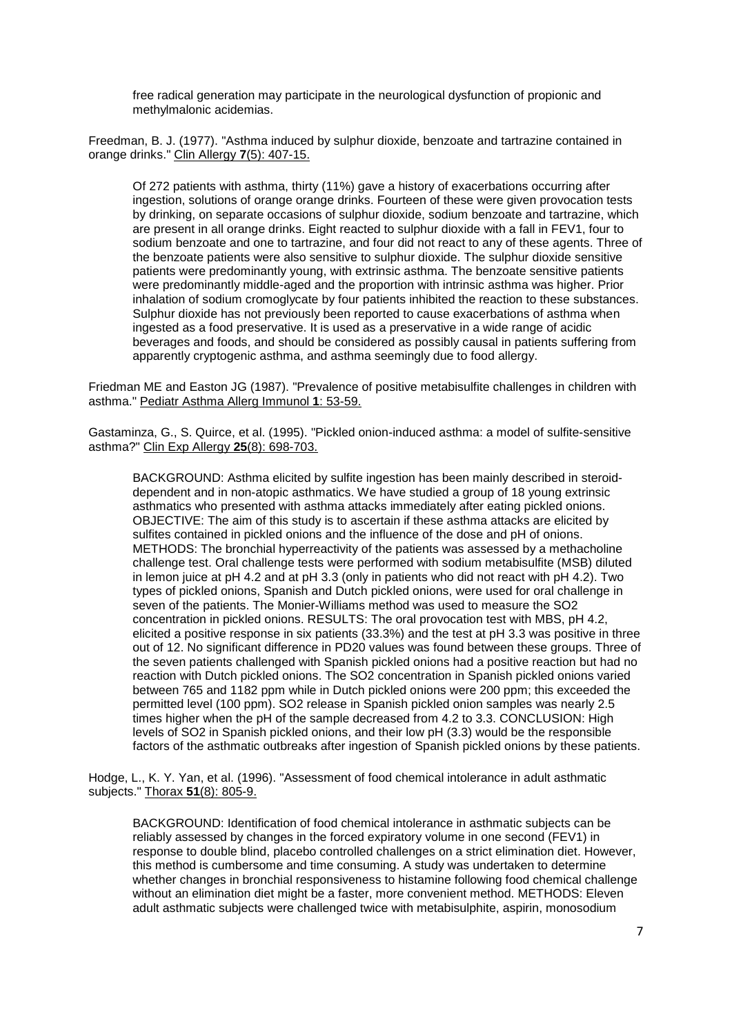free radical generation may participate in the neurological dysfunction of propionic and methylmalonic acidemias.

Freedman, B. J. (1977). "Asthma induced by sulphur dioxide, benzoate and tartrazine contained in orange drinks." Clin Allergy **7**(5): 407-15.

> Of 272 patients with asthma, thirty (11%) gave a history of exacerbations occurring after ingestion, solutions of orange orange drinks. Fourteen of these were given provocation tests by drinking, on separate occasions of sulphur dioxide, sodium benzoate and tartrazine, which are present in all orange drinks. Eight reacted to sulphur dioxide with a fall in FEV1, four to sodium benzoate and one to tartrazine, and four did not react to any of these agents. Three of the benzoate patients were also sensitive to sulphur dioxide. The sulphur dioxide sensitive patients were predominantly young, with extrinsic asthma. The benzoate sensitive patients were predominantly middle-aged and the proportion with intrinsic asthma was higher. Prior inhalation of sodium cromoglycate by four patients inhibited the reaction to these substances. Sulphur dioxide has not previously been reported to cause exacerbations of asthma when ingested as a food preservative. It is used as a preservative in a wide range of acidic beverages and foods, and should be considered as possibly causal in patients suffering from apparently cryptogenic asthma, and asthma seemingly due to food allergy.

Friedman ME and Easton JG (1987). "Prevalence of positive metabisulfite challenges in children with asthma." Pediatr Asthma Allerg Immunol **1**: 53-59.

Gastaminza, G., S. Quirce, et al. (1995). "Pickled onion-induced asthma: a model of sulfite-sensitive asthma?" Clin Exp Allergy **25**(8): 698-703.

> BACKGROUND: Asthma elicited by sulfite ingestion has been mainly described in steroid-dependent and in non-atopic asthmatics. We have studied a group of 18 young extrinsic asthmatics who presented with asthma attacks immediately after eating pickled onions. OBJECTIVE: The aim of this study is to ascertain if these asthma attacks are elicited by sulfites contained in pickled onions and the influence of the dose and pH of onions. METHODS: The bronchial hyperreactivity of the patients was assessed by a methacholine challenge test. Oral challenge tests were performed with sodium metabisulfite (MSB) diluted in lemon juice at pH 4.2 and at pH 3.3 (only in patients who did not react with pH 4.2). Two types of pickled onions, Spanish and Dutch pickled onions, were used for oral challenge in seven of the patients. The Monier-Williams method was used to measure the SO2 concentration in pickled onions. RESULTS: The oral provocation test with MBS, pH 4.2, elicited a positive response in six patients (33.3%) and the test at pH 3.3 was positive in three out of 12. No significant difference in PD20 values was found between these groups. Three of the seven patients challenged with Spanish pickled onions had a positive reaction but had no reaction with Dutch pickled onions. The SO2 concentration in Spanish pickled onions varied between 765 and 1182 ppm while in Dutch pickled onions were 200 ppm; this exceeded the permitted level (100 ppm). SO2 release in Spanish pickled onion samples was nearly 2.5 times higher when the pH of the sample decreased from 4.2 to 3.3. CONCLUSION: High levels of SO2 in Spanish pickled onions, and their low pH (3.3) would be the responsible factors of the asthmatic outbreaks after ingestion of Spanish pickled onions by these patients.

Hodge, L., K. Y. Yan, et al. (1996). "Assessment of food chemical intolerance in adult asthmatic subjects." Thorax **51**(8): 805-9.

> BACKGROUND: Identification of food chemical intolerance in asthmatic subjects can be reliably assessed by changes in the forced expiratory volume in one second (FEV1) in response to double blind, placebo controlled challenges on a strict elimination diet. However, this method is cumbersome and time consuming. A study was undertaken to determine whether changes in bronchial responsiveness to histamine following food chemical challenge without an elimination diet might be a faster, more convenient method. METHODS: Eleven adult asthmatic subjects were challenged twice with metabisulphite, aspirin, monosodium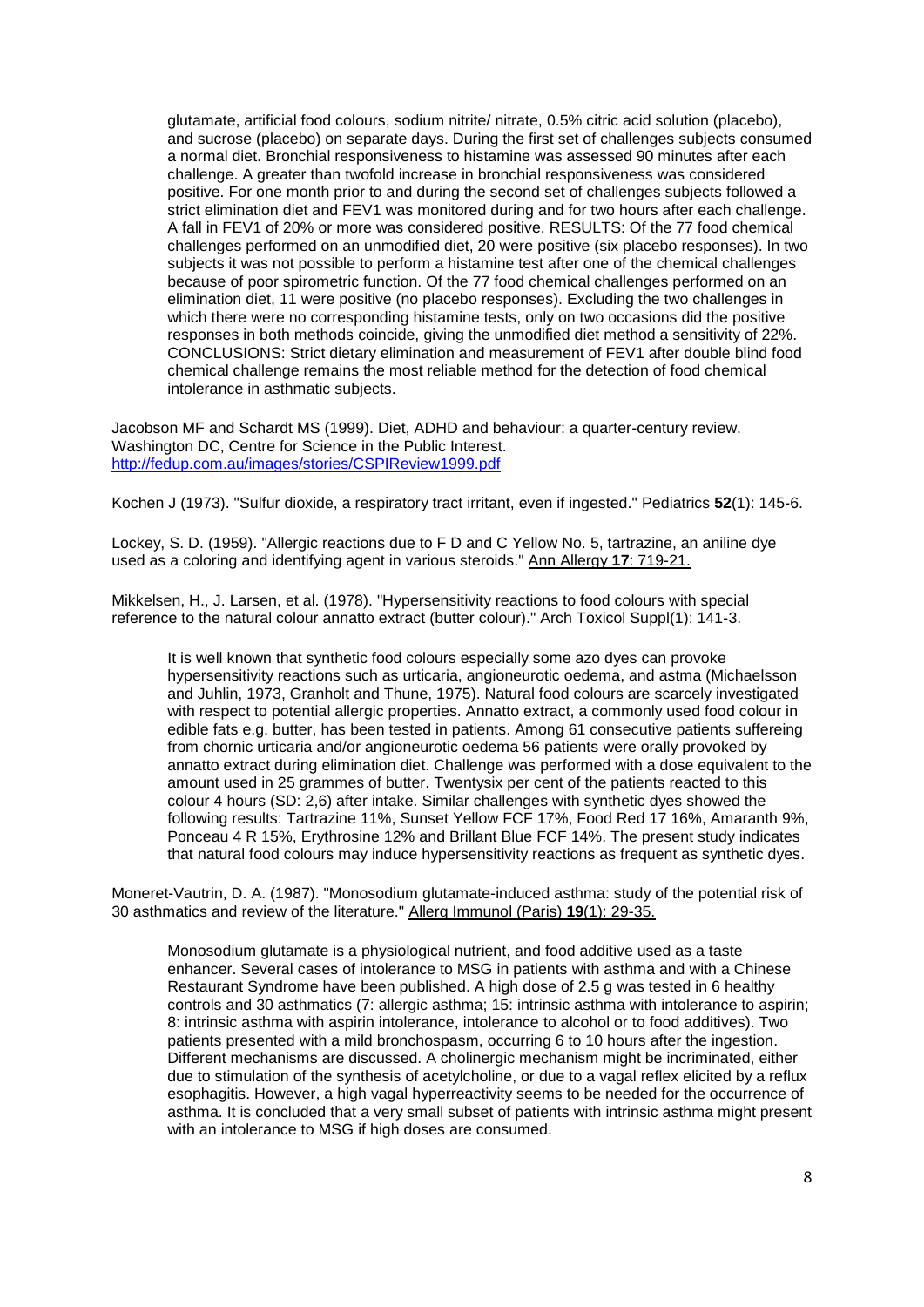glutamate, artificial food colours, sodium nitrite/ nitrate, 0.5% citric acid solution (placebo), and sucrose (placebo) on separate days. During the first set of challenges subjects consumed a normal diet. Bronchial responsiveness to histamine was assessed 90 minutes after each challenge. A greater than twofold increase in bronchial responsiveness was considered positive. For one month prior to and during the second set of challenges subjects followed a strict elimination diet and FEV1 was monitored during and for two hours after each challenge. A fall in FEV1 of 20% or more was considered positive. RESULTS: Of the 77 food chemical challenges performed on an unmodified diet, 20 were positive (six placebo responses). In two subjects it was not possible to perform a histamine test after one of the chemical challenges because of poor spirometric function. Of the 77 food chemical challenges performed on an elimination diet, 11 were positive (no placebo responses). Excluding the two challenges in which there were no corresponding histamine tests, only on two occasions did the positive responses in both methods coincide, giving the unmodified diet method a sensitivity of 22%. CONCLUSIONS: Strict dietary elimination and measurement of FEV1 after double blind food chemical challenge remains the most reliable method for the detection of food chemical intolerance in asthmatic subjects.

Jacobson MF and Schardt MS (1999). Diet, ADHD and behaviour: a quarter-century review. Washington DC, Centre for Science in the Public Interest. http://fedup.com.au/images/stories/CSPIReview1999.pdf

Kochen J (1973). "Sulfur dioxide, a respiratory tract irritant, even if ingested." Pediatrics **52**(1): 145-6.

Lockey, S. D. (1959). "Allergic reactions due to F D and C Yellow No. 5, tartrazine, an aniline dye used as a coloring and identifying agent in various steroids." Ann Allergy **17**: 719-21.

Mikkelsen, H., J. Larsen, et al. (1978). "Hypersensitivity reactions to food colours with special reference to the natural colour annatto extract (butter colour)." Arch Toxicol Suppl(1): 141-3.

> It is well known that synthetic food colours especially some azo dyes can provoke hypersensitivity reactions such as urticaria, angioneurotic oedema, and astma (Michaelsson and Juhlin, 1973, Granholt and Thune, 1975). Natural food colours are scarcely investigated with respect to potential allergic properties. Annatto extract, a commonly used food colour in edible fats e.g. butter, has been tested in patients. Among 61 consecutive patients suffereing from chornic urticaria and/or angioneurotic oedema 56 patients were orally provoked by annatto extract during elimination diet. Challenge was performed with a dose equivalent to the amount used in 25 grammes of butter. Twentysix per cent of the patients reacted to this colour 4 hours (SD: 2,6) after intake. Similar challenges with synthetic dyes showed the following results: Tartrazine 11%, Sunset Yellow FCF 17%, Food Red 17 16%, Amaranth 9%, Ponceau 4 R 15%, Erythrosine 12% and Brillant Blue FCF 14%. The present study indicates that natural food colours may induce hypersensitivity reactions as frequent as synthetic dyes.

Moneret-Vautrin, D. A. (1987). "Monosodium glutamate-induced asthma: study of the potential risk of 30 asthmatics and review of the literature." Allerg Immunol (Paris) **19**(1): 29-35.

> Monosodium glutamate is a physiological nutrient, and food additive used as a taste enhancer. Several cases of intolerance to MSG in patients with asthma and with a Chinese Restaurant Syndrome have been published. A high dose of 2.5 g was tested in 6 healthy controls and 30 asthmatics (7: allergic asthma; 15: intrinsic asthma with intolerance to aspirin; 8: intrinsic asthma with aspirin intolerance, intolerance to alcohol or to food additives). Two patients presented with a mild bronchospasm, occurring 6 to 10 hours after the ingestion. Different mechanisms are discussed. A cholinergic mechanism might be incriminated, either due to stimulation of the synthesis of acetylcholine, or due to a vagal reflex elicited by a reflux esophagitis. However, a high vagal hyperreactivity seems to be needed for the occurrence of asthma. It is concluded that a very small subset of patients with intrinsic asthma might present with an intolerance to MSG if high doses are consumed.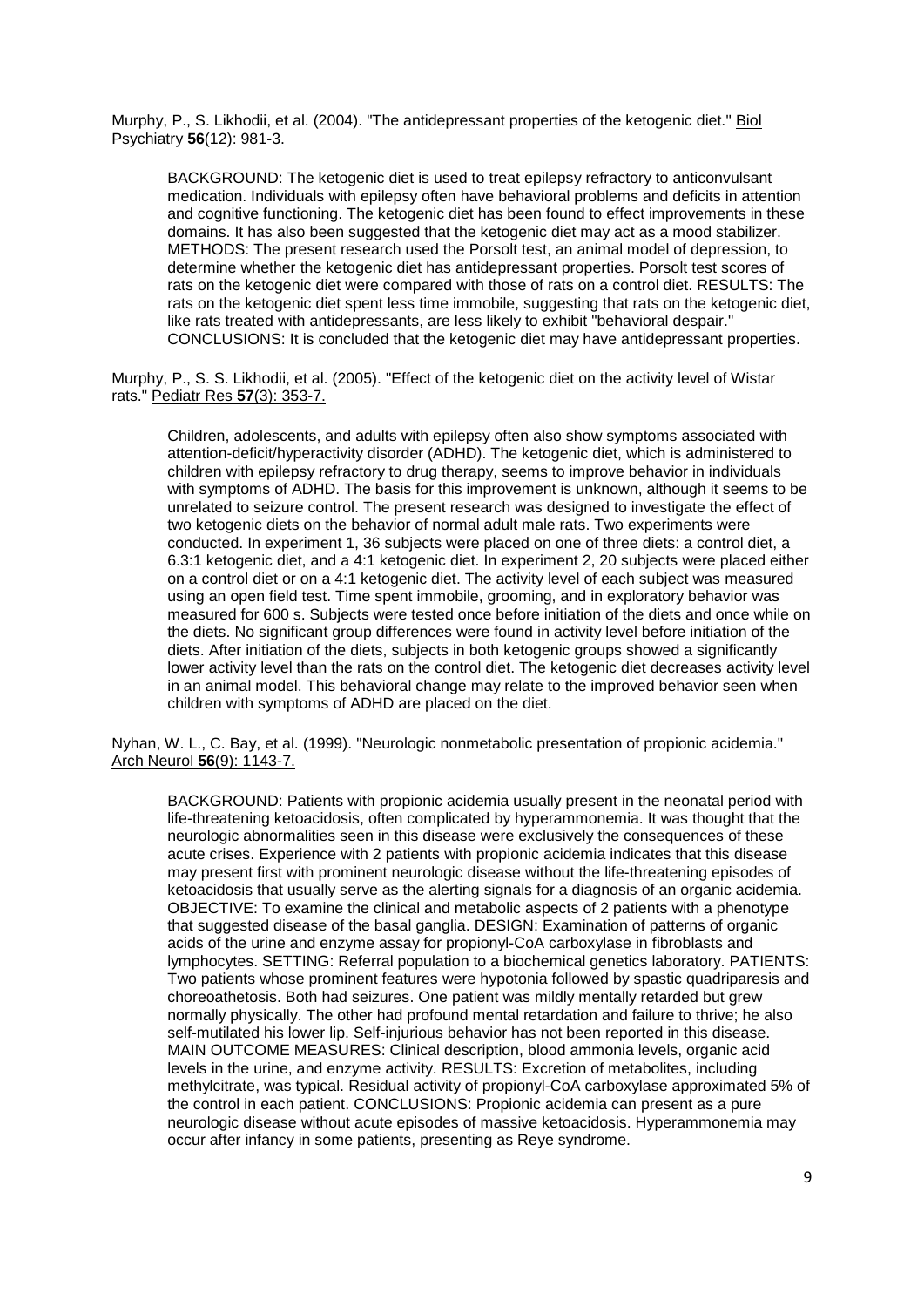Murphy, P., S. Likhodii, et al. (2004). "The antidepressant properties of the ketogenic diet." Biol Psychiatry **56**(12): 981-3.

> BACKGROUND: The ketogenic diet is used to treat epilepsy refractory to anticonvulsant medication. Individuals with epilepsy often have behavioral problems and deficits in attention and cognitive functioning. The ketogenic diet has been found to effect improvements in these domains. It has also been suggested that the ketogenic diet may act as a mood stabilizer. METHODS: The present research used the Porsolt test, an animal model of depression, to determine whether the ketogenic diet has antidepressant properties. Porsolt test scores of rats on the ketogenic diet were compared with those of rats on a control diet. RESULTS: The rats on the ketogenic diet spent less time immobile, suggesting that rats on the ketogenic diet, like rats treated with antidepressants, are less likely to exhibit "behavioral despair." CONCLUSIONS: It is concluded that the ketogenic diet may have antidepressant properties.

Murphy, P., S. S. Likhodii, et al. (2005). "Effect of the ketogenic diet on the activity level of Wistar rats." Pediatr Res **57**(3): 353-7.

> Children, adolescents, and adults with epilepsy often also show symptoms associated with attention-deficit/hyperactivity disorder (ADHD). The ketogenic diet, which is administered to children with epilepsy refractory to drug therapy, seems to improve behavior in individuals with symptoms of ADHD. The basis for this improvement is unknown, although it seems to be unrelated to seizure control. The present research was designed to investigate the effect of two ketogenic diets on the behavior of normal adult male rats. Two experiments were conducted. In experiment 1, 36 subjects were placed on one of three diets: a control diet, a 6.3:1 ketogenic diet, and a 4:1 ketogenic diet. In experiment 2, 20 subjects were placed either on a control diet or on a 4:1 ketogenic diet. The activity level of each subject was measured using an open field test. Time spent immobile, grooming, and in exploratory behavior was measured for 600 s. Subjects were tested once before initiation of the diets and once while on the diets. No significant group differences were found in activity level before initiation of the diets. After initiation of the diets, subjects in both ketogenic groups showed a significantly lower activity level than the rats on the control diet. The ketogenic diet decreases activity level in an animal model. This behavioral change may relate to the improved behavior seen when children with symptoms of ADHD are placed on the diet.

Nyhan, W. L., C. Bay, et al. (1999). "Neurologic nonmetabolic presentation of propionic acidemia." Arch Neurol **56**(9): 1143-7.

> BACKGROUND: Patients with propionic acidemia usually present in the neonatal period with life-threatening ketoacidosis, often complicated by hyperammonemia. It was thought that the neurologic abnormalities seen in this disease were exclusively the consequences of these acute crises. Experience with 2 patients with propionic acidemia indicates that this disease may present first with prominent neurologic disease without the life-threatening episodes of ketoacidosis that usually serve as the alerting signals for a diagnosis of an organic acidemia. OBJECTIVE: To examine the clinical and metabolic aspects of 2 patients with a phenotype that suggested disease of the basal ganglia. DESIGN: Examination of patterns of organic acids of the urine and enzyme assay for propionyl-CoA carboxylase in fibroblasts and lymphocytes. SETTING: Referral population to a biochemical genetics laboratory. PATIENTS: Two patients whose prominent features were hypotonia followed by spastic quadriparesis and choreoathetosis. Both had seizures. One patient was mildly mentally retarded but grew normally physically. The other had profound mental retardation and failure to thrive; he also self-mutilated his lower lip. Self-injurious behavior has not been reported in this disease. MAIN OUTCOME MEASURES: Clinical description, blood ammonia levels, organic acid levels in the urine, and enzyme activity. RESULTS: Excretion of metabolites, including methylcitrate, was typical. Residual activity of propionyl-CoA carboxylase approximated 5% of the control in each patient. CONCLUSIONS: Propionic acidemia can present as a pure neurologic disease without acute episodes of massive ketoacidosis. Hyperammonemia may occur after infancy in some patients, presenting as Reye syndrome.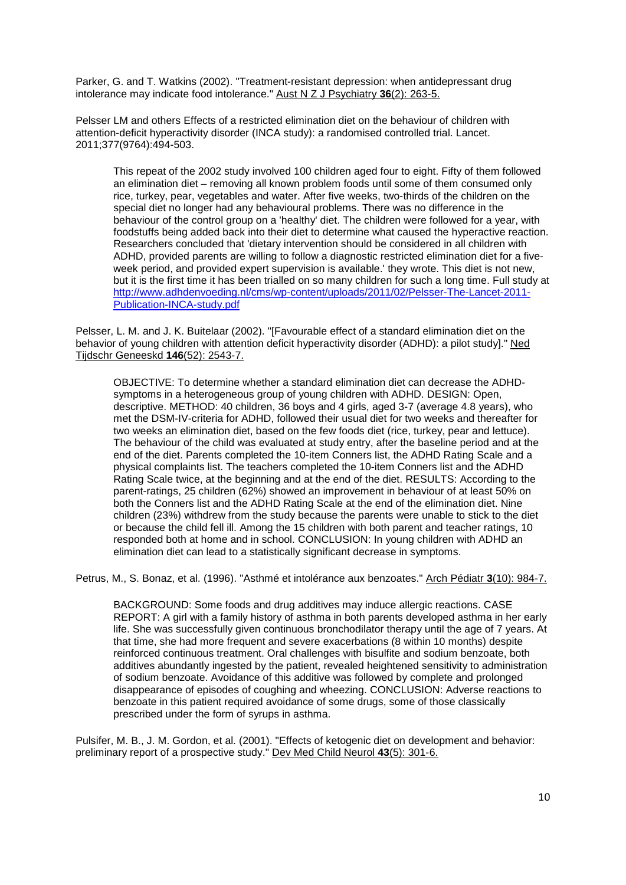Parker, G. and T. Watkins (2002). "Treatment-resistant depression: when antidepressant drug intolerance may indicate food intolerance." Aust N Z J Psychiatry **36**(2): 263-5.

Pelsser LM and others Effects of a restricted elimination diet on the behaviour of children with attention-deficit hyperactivity disorder (INCA study): a randomised controlled trial. Lancet. 2011;377(9764):494-503.

> This repeat of the 2002 study involved 100 children aged four to eight. Fifty of them followed an elimination diet – removing all known problem foods until some of them consumed only rice, turkey, pear, vegetables and water. After five weeks, two-thirds of the children on the special diet no longer had any behavioural problems. There was no difference in the behaviour of the control group on a 'healthy' diet. The children were followed for a year, with foodstuffs being added back into their diet to determine what caused the hyperactive reaction. Researchers concluded that 'dietary intervention should be considered in all children with ADHD, provided parents are willing to follow a diagnostic restricted elimination diet for a five-week period, and provided expert supervision is available.' they wrote. This diet is not new, but it is the first time it has been trialled on so many children for such a long time. Full study at http://www.adhdenvoeding.nl/cms/wp-content/uploads/2011/02/Pelsser-The-Lancet-2011-Publication-INCA-study.pdf

Pelsser, L. M. and J. K. Buitelaar (2002). "[Favourable effect of a standard elimination diet on the behavior of young children with attention deficit hyperactivity disorder (ADHD): a pilot study]." Ned Tijdschr Geneeskd **146**(52): 2543-7.

> OBJECTIVE: To determine whether a standard elimination diet can decrease the ADHD-symptoms in a heterogeneous group of young children with ADHD. DESIGN: Open, descriptive. METHOD: 40 children, 36 boys and 4 girls, aged 3-7 (average 4.8 years), who met the DSM-IV-criteria for ADHD, followed their usual diet for two weeks and thereafter for two weeks an elimination diet, based on the few foods diet (rice, turkey, pear and lettuce). The behaviour of the child was evaluated at study entry, after the baseline period and at the end of the diet. Parents completed the 10-item Conners list, the ADHD Rating Scale and a physical complaints list. The teachers completed the 10-item Conners list and the ADHD Rating Scale twice, at the beginning and at the end of the diet. RESULTS: According to the parent-ratings, 25 children (62%) showed an improvement in behaviour of at least 50% on both the Conners list and the ADHD Rating Scale at the end of the elimination diet. Nine children (23%) withdrew from the study because the parents were unable to stick to the diet or because the child fell ill. Among the 15 children with both parent and teacher ratings, 10 responded both at home and in school. CONCLUSION: In young children with ADHD an elimination diet can lead to a statistically significant decrease in symptoms.

Petrus, M., S. Bonaz, et al. (1996). "Asthmé et intolérance aux benzoates." Arch Pédiatr **3**(10): 984-7.

> BACKGROUND: Some foods and drug additives may induce allergic reactions. CASE REPORT: A girl with a family history of asthma in both parents developed asthma in her early life. She was successfully given continuous bronchodilator therapy until the age of 7 years. At that time, she had more frequent and severe exacerbations (8 within 10 months) despite reinforced continuous treatment. Oral challenges with bisulfite and sodium benzoate, both additives abundantly ingested by the patient, revealed heightened sensitivity to administration of sodium benzoate. Avoidance of this additive was followed by complete and prolonged disappearance of episodes of coughing and wheezing. CONCLUSION: Adverse reactions to benzoate in this patient required avoidance of some drugs, some of those classically prescribed under the form of syrups in asthma.

Pulsifer, M. B., J. M. Gordon, et al. (2001). "Effects of ketogenic diet on development and behavior: preliminary report of a prospective study." Dev Med Child Neurol **43**(5): 301-6.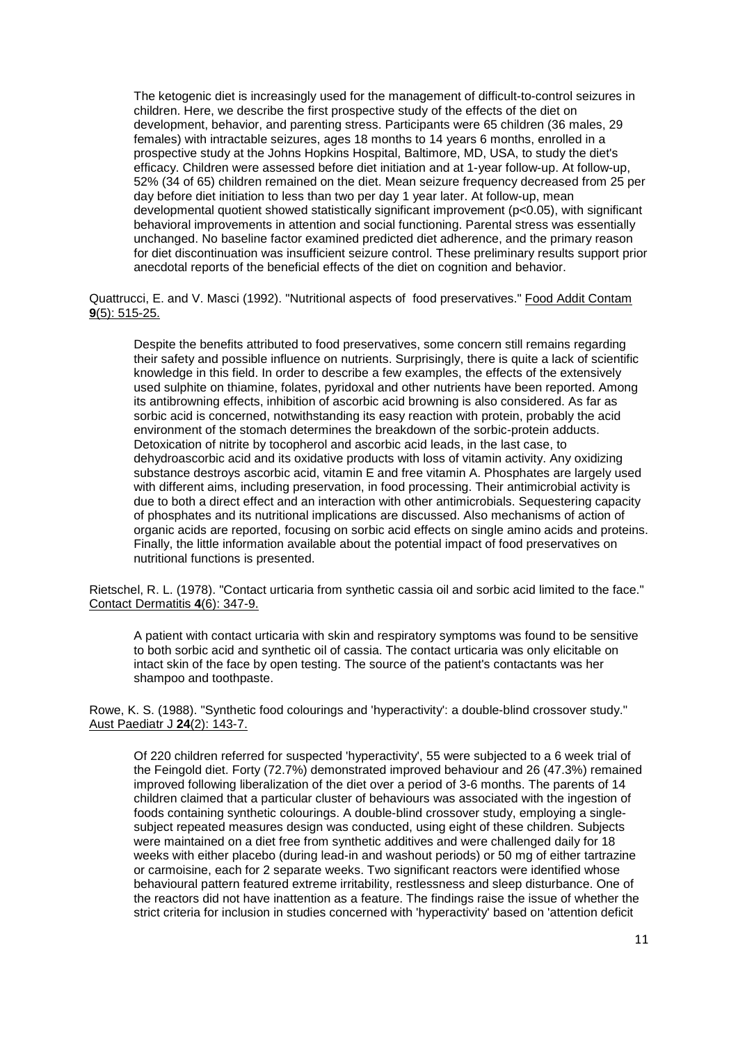The ketogenic diet is increasingly used for the management of difficult-to-control seizures in children. Here, we describe the first prospective study of the effects of the diet on development, behavior, and parenting stress. Participants were 65 children (36 males, 29 females) with intractable seizures, ages 18 months to 14 years 6 months, enrolled in a prospective study at the Johns Hopkins Hospital, Baltimore, MD, USA, to study the diet's efficacy. Children were assessed before diet initiation and at 1-year follow-up. At follow-up, 52% (34 of 65) children remained on the diet. Mean seizure frequency decreased from 25 per day before diet initiation to less than two per day 1 year later. At follow-up, mean developmental quotient showed statistically significant improvement ($p<0.05$), with significant behavioral improvements in attention and social functioning. Parental stress was essentially unchanged. No baseline factor examined predicted diet adherence, and the primary reason for diet discontinuation was insufficient seizure control. These preliminary results support prior anecdotal reports of the beneficial effects of the diet on cognition and behavior.

Quattrucci, E. and V. Masci (1992). "Nutritional aspects of food preservatives." Food Addit Contam **9**(5): 515-25.

Despite the benefits attributed to food preservatives, some concern still remains regarding their safety and possible influence on nutrients. Surprisingly, there is quite a lack of scientific knowledge in this field. In order to describe a few examples, the effects of the extensively used sulphite on thiamine, folates, pyridoxal and other nutrients have been reported. Among its antibrowning effects, inhibition of ascorbic acid browning is also considered. As far as sorbic acid is concerned, notwithstanding its easy reaction with protein, probably the acid environment of the stomach determines the breakdown of the sorbic-protein adducts. Detoxication of nitrite by tocopherol and ascorbic acid leads, in the last case, to dehydroascorbic acid and its oxidative products with loss of vitamin activity. Any oxidizing substance destroys ascorbic acid, vitamin E and free vitamin A. Phosphates are largely used with different aims, including preservation, in food processing. Their antimicrobial activity is due to both a direct effect and an interaction with other antimicrobials. Sequestering capacity of phosphates and its nutritional implications are discussed. Also mechanisms of action of organic acids are reported, focusing on sorbic acid effects on single amino acids and proteins. Finally, the little information available about the potential impact of food preservatives on nutritional functions is presented.

Rietschel, R. L. (1978). "Contact urticaria from synthetic cassia oil and sorbic acid limited to the face." Contact Dermatitis **4**(6): 347-9.

A patient with contact urticaria with skin and respiratory symptoms was found to be sensitive to both sorbic acid and synthetic oil of cassia. The contact urticaria was only elicitable on intact skin of the face by open testing. The source of the patient's contactants was her shampoo and toothpaste.

Rowe, K. S. (1988). "Synthetic food colourings and 'hyperactivity': a double-blind crossover study." Aust Paediatr J **24**(2): 143-7.

Of 220 children referred for suspected 'hyperactivity', 55 were subjected to a 6 week trial of the Feingold diet. Forty (72.7%) demonstrated improved behaviour and 26 (47.3%) remained improved following liberalization of the diet over a period of 3-6 months. The parents of 14 children claimed that a particular cluster of behaviours was associated with the ingestion of foods containing synthetic colourings. A double-blind crossover study, employing a single-subject repeated measures design was conducted, using eight of these children. Subjects were maintained on a diet free from synthetic additives and were challenged daily for 18 weeks with either placebo (during lead-in and washout periods) or 50 mg of either tartrazine or carmoisine, each for 2 separate weeks. Two significant reactors were identified whose behavioural pattern featured extreme irritability, restlessness and sleep disturbance. One of the reactors did not have inattention as a feature. The findings raise the issue of whether the strict criteria for inclusion in studies concerned with 'hyperactivity' based on 'attention deficit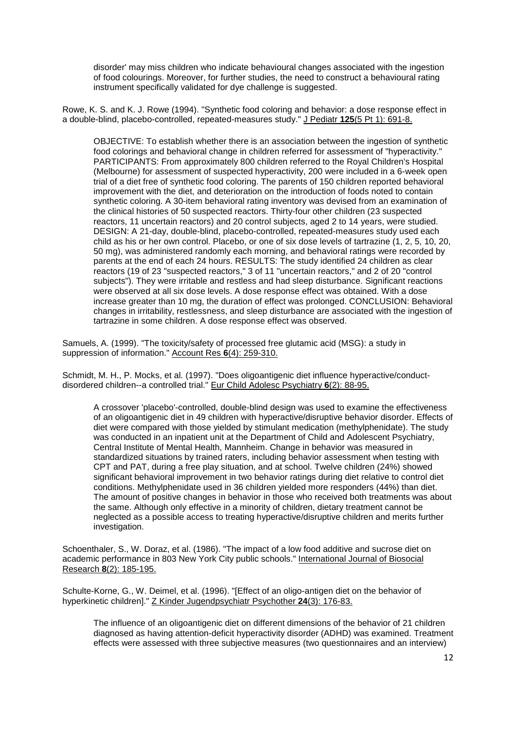disorder' may miss children who indicate behavioural changes associated with the ingestion of food colourings. Moreover, for further studies, the need to construct a behavioural rating instrument specifically validated for dye challenge is suggested.

Rowe, K. S. and K. J. Rowe (1994). "Synthetic food coloring and behavior: a dose response effect in a double-blind, placebo-controlled, repeated-measures study." J Pediatr **125**(5 Pt 1): 691-8.

> OBJECTIVE: To establish whether there is an association between the ingestion of synthetic food colorings and behavioral change in children referred for assessment of "hyperactivity." PARTICIPANTS: From approximately 800 children referred to the Royal Children's Hospital (Melbourne) for assessment of suspected hyperactivity, 200 were included in a 6-week open trial of a diet free of synthetic food coloring. The parents of 150 children reported behavioral improvement with the diet, and deterioration on the introduction of foods noted to contain synthetic coloring. A 30-item behavioral rating inventory was devised from an examination of the clinical histories of 50 suspected reactors. Thirty-four other children (23 suspected reactors, 11 uncertain reactors) and 20 control subjects, aged 2 to 14 years, were studied. DESIGN: A 21-day, double-blind, placebo-controlled, repeated-measures study used each child as his or her own control. Placebo, or one of six dose levels of tartrazine (1, 2, 5, 10, 20, 50 mg), was administered randomly each morning, and behavioral ratings were recorded by parents at the end of each 24 hours. RESULTS: The study identified 24 children as clear reactors (19 of 23 "suspected reactors," 3 of 11 "uncertain reactors," and 2 of 20 "control subjects"). They were irritable and restless and had sleep disturbance. Significant reactions were observed at all six dose levels. A dose response effect was obtained. With a dose increase greater than 10 mg, the duration of effect was prolonged. CONCLUSION: Behavioral changes in irritability, restlessness, and sleep disturbance are associated with the ingestion of tartrazine in some children. A dose response effect was observed.

Samuels, A. (1999). "The toxicity/safety of processed free glutamic acid (MSG): a study in suppression of information." Account Res **6**(4): 259-310.

Schmidt, M. H., P. Mocks, et al. (1997). "Does oligoantigenic diet influence hyperactive/conduct-disordered children--a controlled trial." Eur Child Adolesc Psychiatry **6**(2): 88-95.

> A crossover 'placebo'-controlled, double-blind design was used to examine the effectiveness of an oligoantigenic diet in 49 children with hyperactive/disruptive behavior disorder. Effects of diet were compared with those yielded by stimulant medication (methylphenidate). The study was conducted in an inpatient unit at the Department of Child and Adolescent Psychiatry, Central Institute of Mental Health, Mannheim. Change in behavior was measured in standardized situations by trained raters, including behavior assessment when testing with CPT and PAT, during a free play situation, and at school. Twelve children (24%) showed significant behavioral improvement in two behavior ratings during diet relative to control diet conditions. Methylphenidate used in 36 children yielded more responders (44%) than diet. The amount of positive changes in behavior in those who received both treatments was about the same. Although only effective in a minority of children, dietary treatment cannot be neglected as a possible access to treating hyperactive/disruptive children and merits further investigation.

Schoenthaler, S., W. Doraz, et al. (1986). "The impact of a low food additive and sucrose diet on academic performance in 803 New York City public schools." International Journal of Biosocial Research **8**(2): 185-195.

Schulte-Korne, G., W. Deimel, et al. (1996). "[Effect of an oligo-antigen diet on the behavior of hyperkinetic children]." Z Kinder Jugendpsychiatr Psychother **24**(3): 176-83.

> The influence of an oligoantigenic diet on different dimensions of the behavior of 21 children diagnosed as having attention-deficit hyperactivity disorder (ADHD) was examined. Treatment effects were assessed with three subjective measures (two questionnaires and an interview)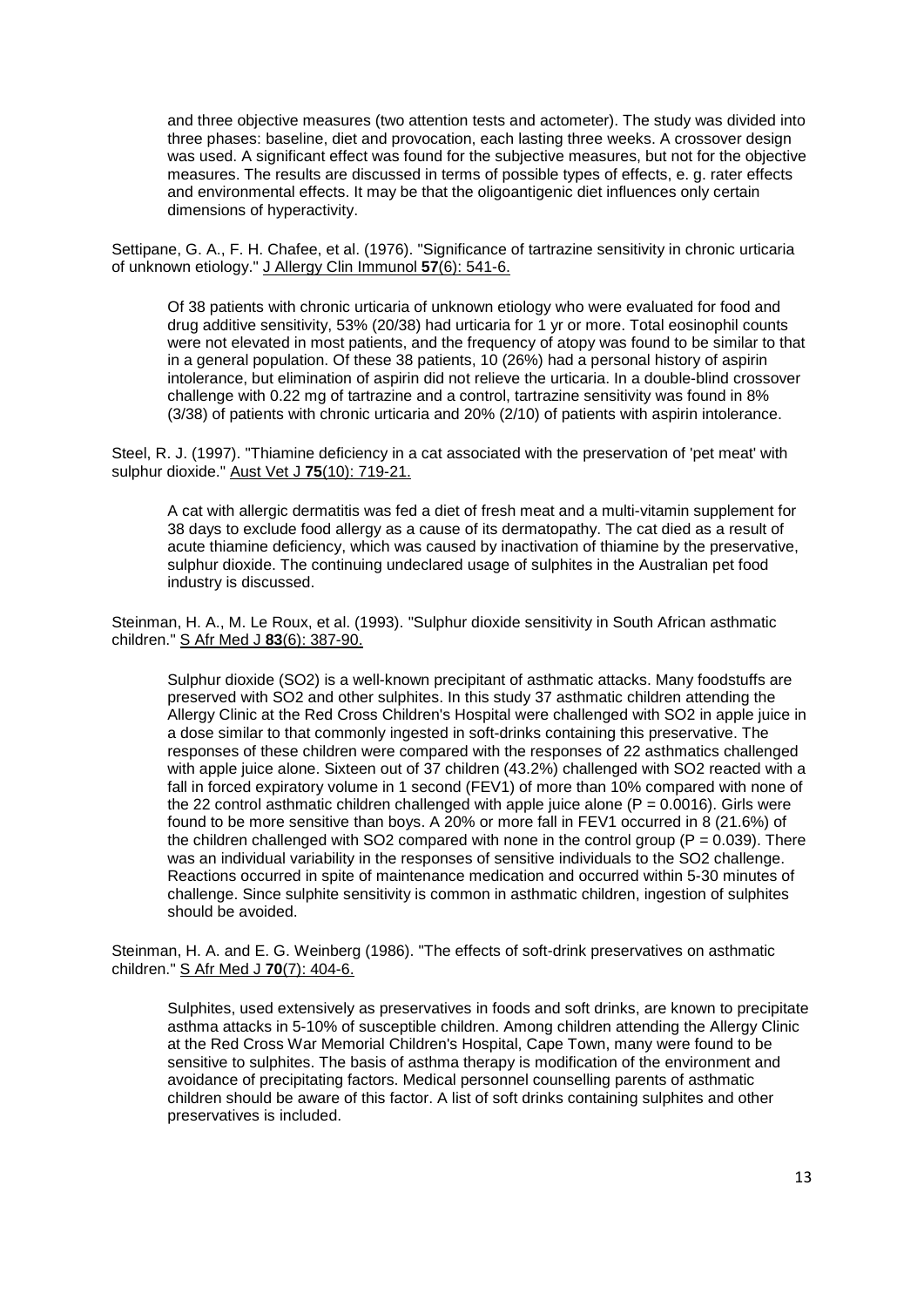and three objective measures (two attention tests and actometer). The study was divided into three phases: baseline, diet and provocation, each lasting three weeks. A crossover design was used. A significant effect was found for the subjective measures, but not for the objective measures. The results are discussed in terms of possible types of effects, e. g. rater effects and environmental effects. It may be that the oligoantigenic diet influences only certain dimensions of hyperactivity.

Settipane, G. A., F. H. Chafee, et al. (1976). "Significance of tartrazine sensitivity in chronic urticaria of unknown etiology." J Allergy Clin Immunol **57**(6): 541-6.

> Of 38 patients with chronic urticaria of unknown etiology who were evaluated for food and drug additive sensitivity, 53% (20/38) had urticaria for 1 yr or more. Total eosinophil counts were not elevated in most patients, and the frequency of atopy was found to be similar to that in a general population. Of these 38 patients, 10 (26%) had a personal history of aspirin intolerance, but elimination of aspirin did not relieve the urticaria. In a double-blind crossover challenge with 0.22 mg of tartrazine and a control, tartrazine sensitivity was found in 8% (3/38) of patients with chronic urticaria and 20% (2/10) of patients with aspirin intolerance.

Steel, R. J. (1997). "Thiamine deficiency in a cat associated with the preservation of 'pet meat' with sulphur dioxide." Aust Vet J **75**(10): 719-21.

> A cat with allergic dermatitis was fed a diet of fresh meat and a multi-vitamin supplement for 38 days to exclude food allergy as a cause of its dermatopathy. The cat died as a result of acute thiamine deficiency, which was caused by inactivation of thiamine by the preservative, sulphur dioxide. The continuing undeclared usage of sulphites in the Australian pet food industry is discussed.

Steinman, H. A., M. Le Roux, et al. (1993). "Sulphur dioxide sensitivity in South African asthmatic children." S Afr Med J **83**(6): 387-90.

> Sulphur dioxide ($SO_2$) is a well-known precipitant of asthmatic attacks. Many foodstuffs are preserved with $SO_2$ and other sulphites. In this study 37 asthmatic children attending the Allergy Clinic at the Red Cross Children's Hospital were challenged with $SO_2$ in apple juice in a dose similar to that commonly ingested in soft-drinks containing this preservative. The responses of these children were compared with the responses of 22 asthmatics challenged with apple juice alone. Sixteen out of 37 children (43.2%) challenged with $SO_2$ reacted with a fall in forced expiratory volume in 1 second ($FEV_1$) of more than 10% compared with none of the 22 control asthmatic children challenged with apple juice alone ($P = 0.0016$). Girls were found to be more sensitive than boys. A 20% or more fall in $FEV_1$ occurred in 8 (21.6%) of the children challenged with $SO_2$ compared with none in the control group ($P = 0.039$). There was an individual variability in the responses of sensitive individuals to the $SO_2$ challenge. Reactions occurred in spite of maintenance medication and occurred within 5-30 minutes of challenge. Since sulphite sensitivity is common in asthmatic children, ingestion of sulphites should be avoided.

Steinman, H. A. and E. G. Weinberg (1986). "The effects of soft-drink preservatives on asthmatic children." S Afr Med J **70**(7): 404-6.

> Sulphites, used extensively as preservatives in foods and soft drinks, are known to precipitate asthma attacks in 5-10% of susceptible children. Among children attending the Allergy Clinic at the Red Cross War Memorial Children's Hospital, Cape Town, many were found to be sensitive to sulphites. The basis of asthma therapy is modification of the environment and avoidance of precipitating factors. Medical personnel counselling parents of asthmatic children should be aware of this factor. A list of soft drinks containing sulphites and other preservatives is included.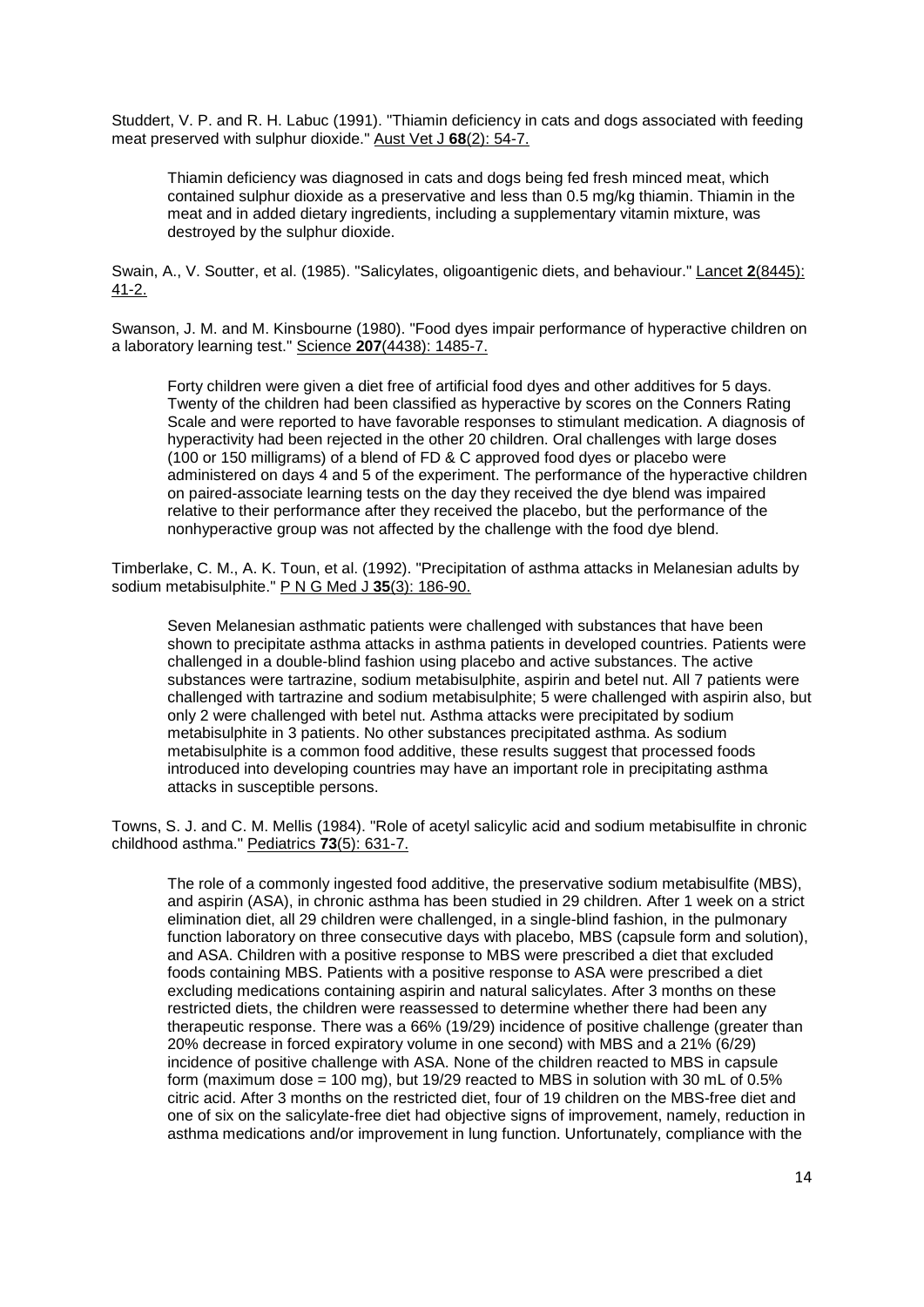Studdert, V. P. and R. H. Labuc (1991). "Thiamin deficiency in cats and dogs associated with feeding meat preserved with sulphur dioxide." Aust Vet J **68**(2): 54-7.

> Thiamin deficiency was diagnosed in cats and dogs being fed fresh minced meat, which contained sulphur dioxide as a preservative and less than 0.5 mg/kg thiamin. Thiamin in the meat and in added dietary ingredients, including a supplementary vitamin mixture, was destroyed by the sulphur dioxide.

Swain, A., V. Soutter, et al. (1985). "Salicylates, oligoantigenic diets, and behaviour." Lancet **2**(8445): 41-2.

Swanson, J. M. and M. Kinsbourne (1980). "Food dyes impair performance of hyperactive children on a laboratory learning test." Science **207**(4438): 1485-7.

> Forty children were given a diet free of artificial food dyes and other additives for 5 days. Twenty of the children had been classified as hyperactive by scores on the Conners Rating Scale and were reported to have favorable responses to stimulant medication. A diagnosis of hyperactivity had been rejected in the other 20 children. Oral challenges with large doses (100 or 150 milligrams) of a blend of FD & C approved food dyes or placebo were administered on days 4 and 5 of the experiment. The performance of the hyperactive children on paired-associate learning tests on the day they received the dye blend was impaired relative to their performance after they received the placebo, but the performance of the nonhyperactive group was not affected by the challenge with the food dye blend.

Timberlake, C. M., A. K. Toun, et al. (1992). "Precipitation of asthma attacks in Melanesian adults by sodium metabisulphite." P N G Med J **35**(3): 186-90.

> Seven Melanesian asthmatic patients were challenged with substances that have been shown to precipitate asthma attacks in asthma patients in developed countries. Patients were challenged in a double-blind fashion using placebo and active substances. The active substances were tartrazine, sodium metabisulphite, aspirin and betel nut. All 7 patients were challenged with tartrazine and sodium metabisulphite; 5 were challenged with aspirin also, but only 2 were challenged with betel nut. Asthma attacks were precipitated by sodium metabisulphite in 3 patients. No other substances precipitated asthma. As sodium metabisulphite is a common food additive, these results suggest that processed foods introduced into developing countries may have an important role in precipitating asthma attacks in susceptible persons.

Towns, S. J. and C. M. Mellis (1984). "Role of acetyl salicylic acid and sodium metabisulfite in chronic childhood asthma." Pediatrics **73**(5): 631-7.

> The role of a commonly ingested food additive, the preservative sodium metabisulfite (MBS), and aspirin (ASA), in chronic asthma has been studied in 29 children. After 1 week on a strict elimination diet, all 29 children were challenged, in a single-blind fashion, in the pulmonary function laboratory on three consecutive days with placebo, MBS (capsule form and solution), and ASA. Children with a positive response to MBS were prescribed a diet that excluded foods containing MBS. Patients with a positive response to ASA were prescribed a diet excluding medications containing aspirin and natural salicylates. After 3 months on these restricted diets, the children were reassessed to determine whether there had been any therapeutic response. There was a 66% (19/29) incidence of positive challenge (greater than 20% decrease in forced expiratory volume in one second) with MBS and a 21% (6/29) incidence of positive challenge with ASA. None of the children reacted to MBS in capsule form (maximum dose = 100 mg), but 19/29 reacted to MBS in solution with 30 mL of 0.5% citric acid. After 3 months on the restricted diet, four of 19 children on the MBS-free diet and one of six on the salicylate-free diet had objective signs of improvement, namely, reduction in asthma medications and/or improvement in lung function. Unfortunately, compliance with the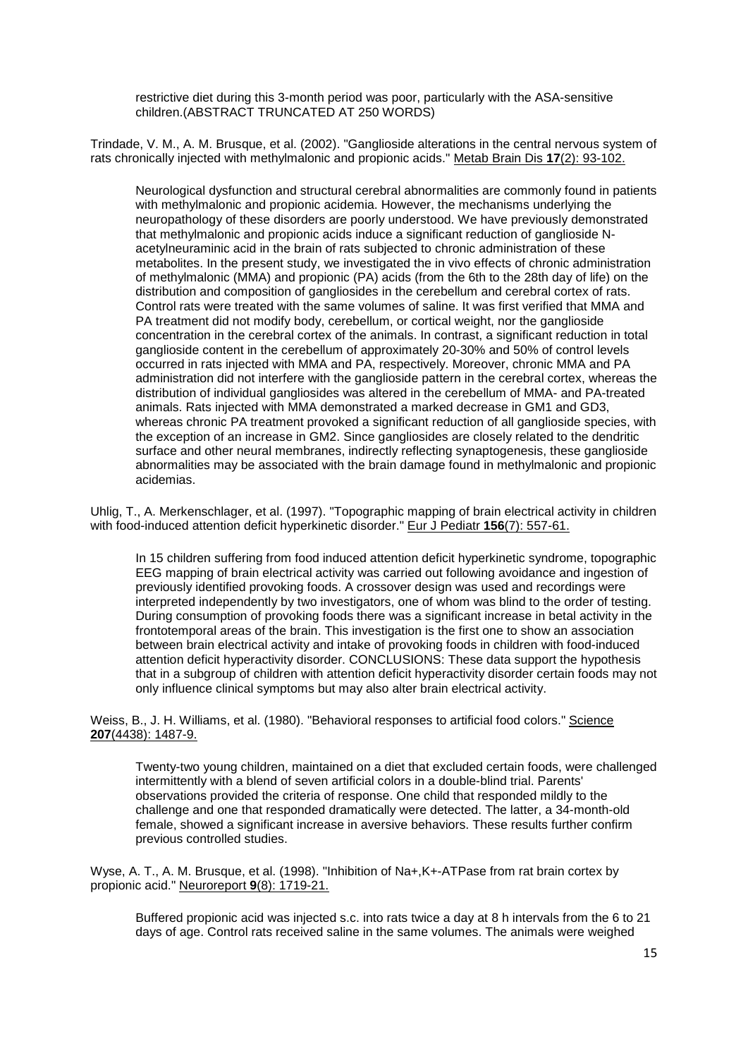restrictive diet during this 3-month period was poor, particularly with the ASA-sensitive children.(ABSTRACT TRUNCATED AT 250 WORDS)

Trindade, V. M., A. M. Brusque, et al. (2002). "Ganglioside alterations in the central nervous system of rats chronically injected with methylmalonic and propionic acids." Metab Brain Dis **17**(2): 93-102.

> Neurological dysfunction and structural cerebral abnormalities are commonly found in patients with methylmalonic and propionic acidemia. However, the mechanisms underlying the neuropathology of these disorders are poorly understood. We have previously demonstrated that methylmalonic and propionic acids induce a significant reduction of ganglioside N-acetylneuraminic acid in the brain of rats subjected to chronic administration of these metabolites. In the present study, we investigated the in vivo effects of chronic administration of methylmalonic (MMA) and propionic (PA) acids (from the 6th to the 28th day of life) on the distribution and composition of gangliosides in the cerebellum and cerebral cortex of rats. Control rats were treated with the same volumes of saline. It was first verified that MMA and PA treatment did not modify body, cerebellum, or cortical weight, nor the ganglioside concentration in the cerebral cortex of the animals. In contrast, a significant reduction in total ganglioside content in the cerebellum of approximately 20-30% and 50% of control levels occurred in rats injected with MMA and PA, respectively. Moreover, chronic MMA and PA administration did not interfere with the ganglioside pattern in the cerebral cortex, whereas the distribution of individual gangliosides was altered in the cerebellum of MMA- and PA-treated animals. Rats injected with MMA demonstrated a marked decrease in GM1 and GD3, whereas chronic PA treatment provoked a significant reduction of all ganglioside species, with the exception of an increase in GM2. Since gangliosides are closely related to the dendritic surface and other neural membranes, indirectly reflecting synaptogenesis, these ganglioside abnormalities may be associated with the brain damage found in methylmalonic and propionic acidemias.

Uhlig, T., A. Merkenschlager, et al. (1997). "Topographic mapping of brain electrical activity in children with food-induced attention deficit hyperkinetic disorder." Eur J Pediatr **156**(7): 557-61.

> In 15 children suffering from food induced attention deficit hyperkinetic syndrome, topographic EEG mapping of brain electrical activity was carried out following avoidance and ingestion of previously identified provoking foods. A crossover design was used and recordings were interpreted independently by two investigators, one of whom was blind to the order of testing. During consumption of provoking foods there was a significant increase in betal activity in the frontotemporal areas of the brain. This investigation is the first one to show an association between brain electrical activity and intake of provoking foods in children with food-induced attention deficit hyperactivity disorder. CONCLUSIONS: These data support the hypothesis that in a subgroup of children with attention deficit hyperactivity disorder certain foods may not only influence clinical symptoms but may also alter brain electrical activity.

Weiss, B., J. H. Williams, et al. (1980). "Behavioral responses to artificial food colors." Science **207**(4438): 1487-9.

> Twenty-two young children, maintained on a diet that excluded certain foods, were challenged intermittently with a blend of seven artificial colors in a double-blind trial. Parents' observations provided the criteria of response. One child that responded mildly to the challenge and one that responded dramatically were detected. The latter, a 34-month-old female, showed a significant increase in aversive behaviors. These results further confirm previous controlled studies.

Wyse, A. T., A. M. Brusque, et al. (1998). "Inhibition of Na+,K+-ATPase from rat brain cortex by propionic acid." Neuroreport **9**(8): 1719-21.

> Buffered propionic acid was injected s.c. into rats twice a day at 8 h intervals from the 6 to 21 days of age. Control rats received saline in the same volumes. The animals were weighed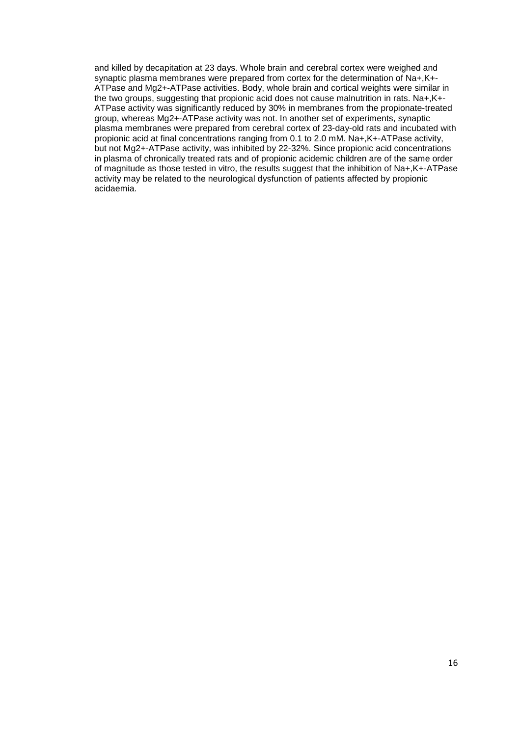and killed by decapitation at 23 days. Whole brain and cerebral cortex were weighed and synaptic plasma membranes were prepared from cortex for the determination of $Na^+,K^+$-ATPase and $Mg^{2+}$-ATPase activities. Body, whole brain and cortical weights were similar in the two groups, suggesting that propionic acid does not cause malnutrition in rats. $Na^+,K^+$-ATPase activity was significantly reduced by 30% in membranes from the propionate-treated group, whereas $Mg^{2+}$-ATPase activity was not. In another set of experiments, synaptic plasma membranes were prepared from cerebral cortex of 23-day-old rats and incubated with propionic acid at final concentrations ranging from 0.1 to 2.0 mM. $Na^+,K^+$-ATPase activity, but not $Mg^{2+}$-ATPase activity, was inhibited by 22-32%. Since propionic acid concentrations in plasma of chronically treated rats and of propionic acidemic children are of the same order of magnitude as those tested in vitro, the results suggest that the inhibition of $Na^+,K^+$-ATPase activity may be related to the neurological dysfunction of patients affected by propionic acidaemia.